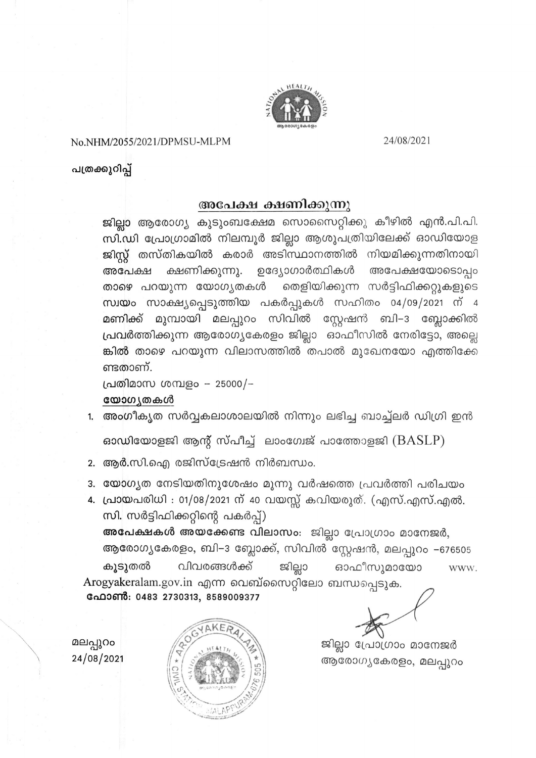No.NHM/2055/2021/DPMSU-MLPM 24/08/2021

**പത്രക്കുറിപ്പ്**

## അപേക്ഷ ക്ഷണിക്കുന്നു

**ജില്ലാ** ആരോഗ്യ കുടുംബക്ഷേമ സൊസൈറ്റിക്കു കീഴിൽ എൻ.പി.പി. സി.ഡി പ്രോഗ്രാമിൽ നിലമ്പൂർ ജില്ലാ ആശുപത്രിയിലേക്ക് ഓഡിയോള ജിസ്റ്റ് തസ്തികയിൽ കരാർ അടിസ്ഥാനത്തിൽ നിയമിക്കുന്നതിനായി അപേക്ഷ ക്ഷണിക്കുന്നു. ഉദ്യോഗാർത്ഥികൾ അപേക്ഷയോടൊപ്പം താഴെ പറയുന്ന യോഗ്യതകൾ തെളിയിക്കുന്ന സർട്ടിഫിക്കറ്റുകളുടെ സ്വയം സാക്ഷ്യപ്പെടുത്തിയ പകർപ്പുകൾ സഹിതം 04/09/2021 ന് 4 മണിക്ക് മുമ്പായി മലപ്പുറം സിവിൽ സ്റ്റേഷൻ ബി–3 ബ്ലോക്കിൽ പ്രവർത്തിക്കുന്ന ആരോഗ്യകേരളം ജില്ലാ ഓഫീസിൽ നേരിട്ടോ, അല്ലെങ്കിൽ താഴെ പറയുന്ന വിലാസത്തിൽ തപാൽ മുഖേനയോ എത്തിക്കേണ്ടതാണ്.

പ്രതിമാസ ശമ്പളം – 25000/–

**യോഗ്യതകൾ**

1. അംഗീകൃത സർവ്വകലാശാലയിൽ നിന്നും ലഭിച്ച ബാച്ച്ലർ ഡിഗ്രി ഇൻ ഓഡിയോളജി ആന്റ് സ്പീച്ച് ലാംഗ്വേജ് പാത്തോളജി (BASLP)
2. ആർ.സി.ഐ രജിസ്ട്രേഷൻ നിർബന്ധം.
3. യോഗ്യത നേടിയതിനുശേഷം മൂന്നു വർഷത്തെ പ്രവർത്തി പരിചയം
4. പ്രായപരിധി : 01/08/2021 ന് 40 വയസ്സ് കവിയരുത്. (എസ്.എസ്.എൽ.സി. സർട്ടിഫിക്കറ്റിന്റെ പകർപ്പ്)

**അപേക്ഷകൾ അയക്കേണ്ട വിലാസം:** ജില്ലാ പ്രോഗ്രാം മാനേജർ, ആരോഗ്യകേരളം, ബി–3 ബ്ലോക്ക്, സിവിൽ സ്റ്റേഷൻ, മലപ്പുറം –676505

കൂടുതൽ വിവരങ്ങൾക്ക് ജില്ലാ ഓഫീസുമായോ www.Arogyakeralam.gov.in എന്ന വെബ്സൈറ്റിലോ ബന്ധപ്പെടുക.

**ഫോൺ: 0483 2730313, 8589009377**

മലപ്പുറം
24/08/2021

ജില്ലാ പ്രോഗ്രാം മാനേജർ
ആരോഗ്യകേരളം, മലപ്പുറം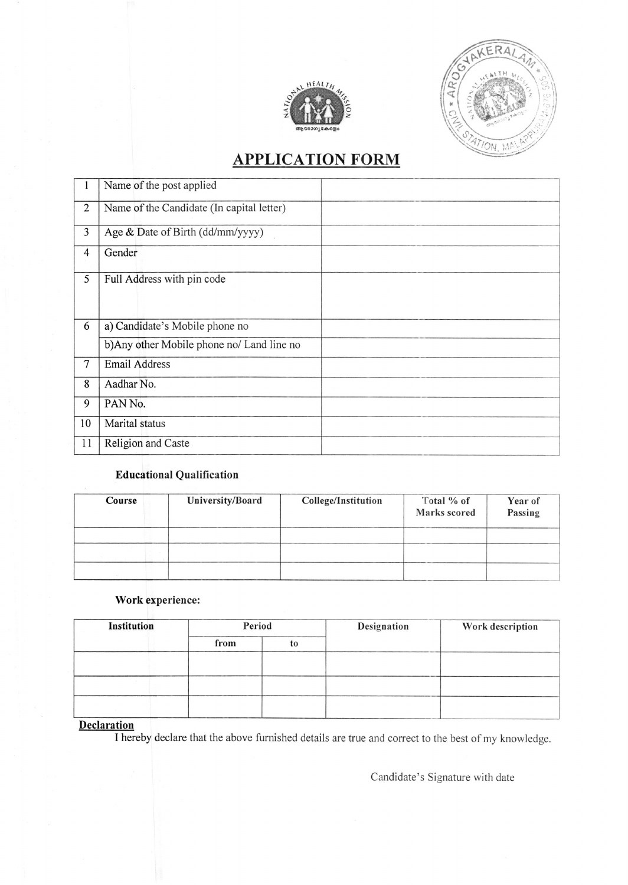# APPLICATION FORM

| | | |
|---|---|---|
| 1 | Name of the post applied | |
| 2 | Name of the Candidate (In capital letter) | |
| 3 | Age & Date of Birth (dd/mm/yyyy) | |
| 4 | Gender | |
| 5 | Full Address with pin code | |
| 6 | a) Candidate's Mobile phone no | |
| | b)Any other Mobile phone no/ Land line no | |
| 7 | Email Address | |
| 8 | Aadhar No. | |
| 9 | PAN No. | |
| 10 | Marital status | |
| 11 | Religion and Caste | |

**Educational Qualification**

| Course | University/Board | College/Institution | Total % of Marks scored | Year of Passing |
|---|---|---|---|---|
| | | | | |
| | | | | |
| | | | | |

**Work experience:**

| Institution | Period | | Designation | Work description |
|---|---|---|---|---|
| | from | to | | |
| | | | | |
| | | | | |
| | | | | |

**Declaration**

I hereby declare that the above furnished details are true and correct to the best of my knowledge.

Candidate's Signature with date